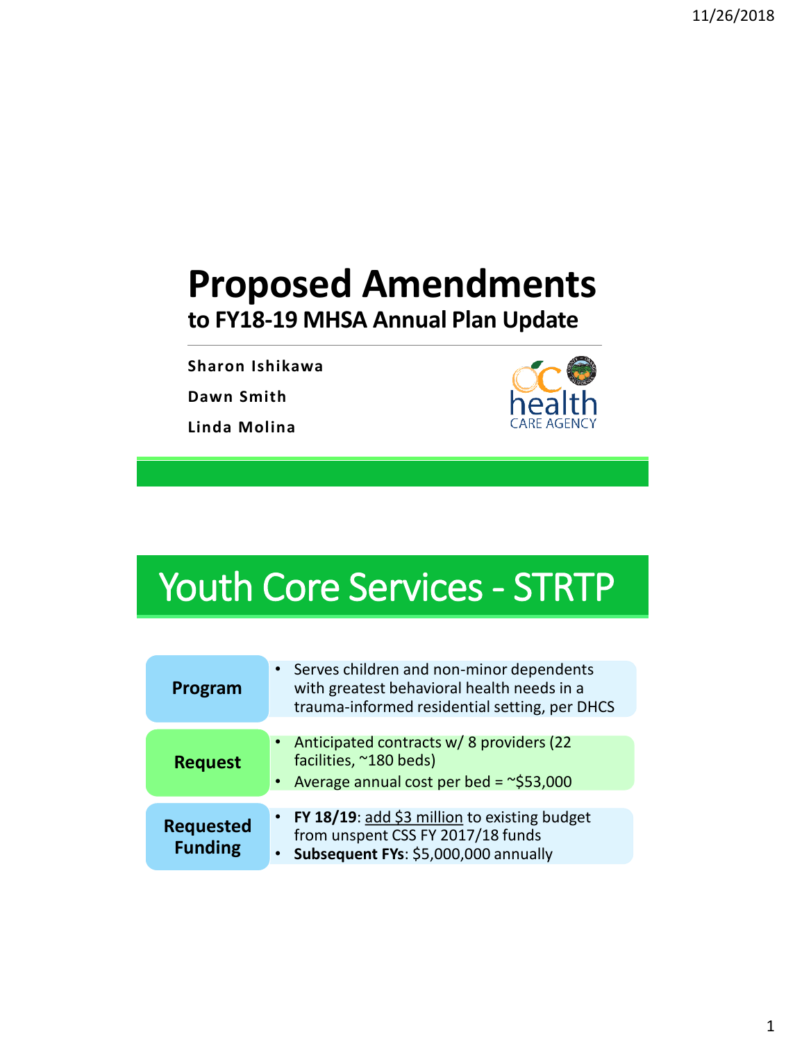# Proposed Amendments

## to FY18-19 MHSA Annual Plan Update

**Sharon Ishikawa**

**Dawn Smith**

**Linda Molina**

OC health CARE AGENCY

# Youth Core Services - STRTP

| | |
|---|---|
| **Program** | • Serves children and non-minor dependents with greatest behavioral health needs in a trauma-informed residential setting, per DHCS |
| **Request** | • Anticipated contracts w/ 8 providers (22 facilities, ~180 beds)<br>• Average annual cost per bed = ~$53,000 |
| **Requested Funding** | • **FY 18/19**: add $3 million to existing budget from unspent CSS FY 2017/18 funds<br>• **Subsequent FYs**: $5,000,000 annually |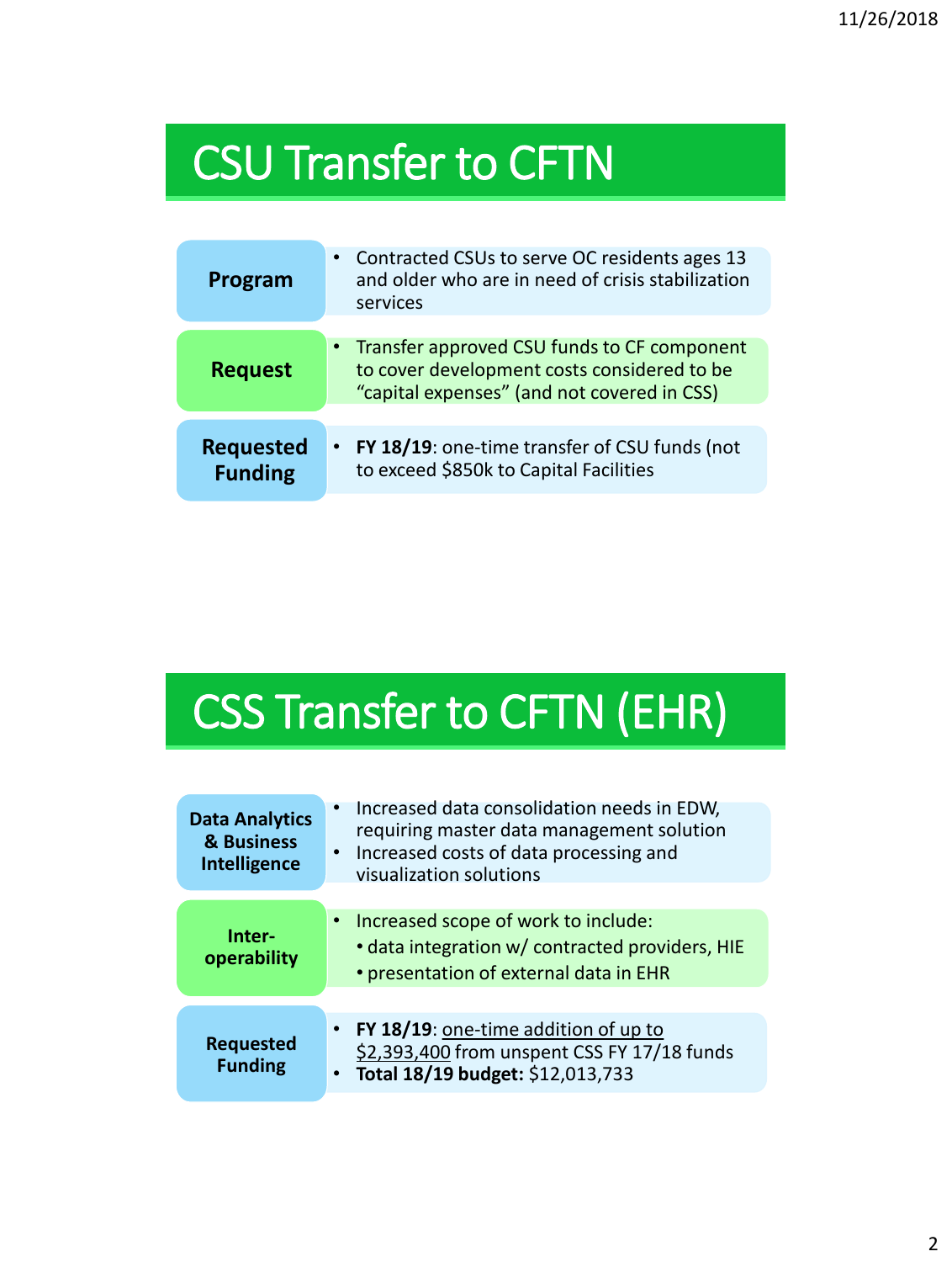# CSU Transfer to CFTN

| | |
|---|---|
| **Program** | • Contracted CSUs to serve OC residents ages 13 and older who are in need of crisis stabilization services |
| **Request** | • Transfer approved CSU funds to CF component to cover development costs considered to be "capital expenses" (and not covered in CSS) |
| **Requested Funding** | • **FY 18/19**: one-time transfer of CSU funds (not to exceed $850k to Capital Facilities |

# CSS Transfer to CFTN (EHR)

| | |
|---|---|
| **Data Analytics & Business Intelligence** | • Increased data consolidation needs in EDW, requiring master data management solution<br>• Increased costs of data processing and visualization solutions |
| **Inter-operability** | • Increased scope of work to include:<br>• data integration w/ contracted providers, HIE<br>• presentation of external data in EHR |
| **Requested Funding** | • **FY 18/19**: one-time addition of up to $2,393,400 from unspent CSS FY 17/18 funds<br>• **Total 18/19 budget:** $12,013,733 |